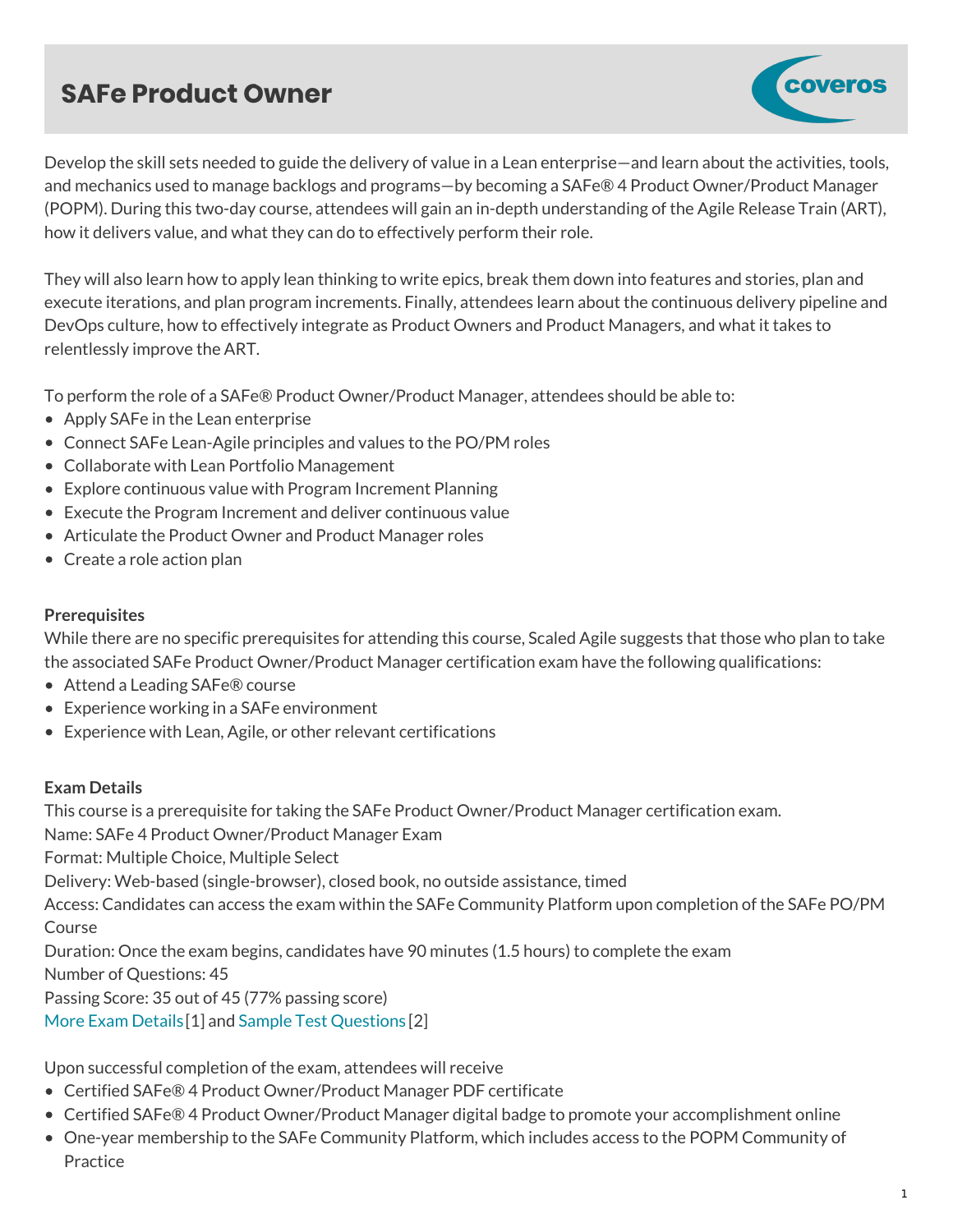# SAFe Product Owner

Develop the skill sets needed to guide the delivery of value in a Lean enterprise—and learn about the activities, tools, and mechanics used to manage backlogs and programs—by becoming a SAFe® 4 Product Owner/Product Manager (POPM). During this two-day course, attendees will gain an in-depth understanding of the Agile Release Train (ART), how it delivers value, and what they can do to effectively perform their role.

They will also learn how to apply lean thinking to write epics, break them down into features and stories, plan and execute iterations, and plan program increments. Finally, attendees learn about the continuous delivery pipeline and DevOps culture, how to effectively integrate as Product Owners and Product Managers, and what it takes to relentlessly improve the ART.

To perform the role of a SAFe® Product Owner/Product Manager, attendees should be able to:

- Apply SAFe in the Lean enterprise
- Connect SAFe Lean-Agile principles and values to the PO/PM roles
- Collaborate with Lean Portfolio Management
- Explore continuous value with Program Increment Planning
- Execute the Program Increment and deliver continuous value
- Articulate the Product Owner and Product Manager roles
- Create a role action plan

**Prerequisites**

While there are no specific prerequisites for attending this course, Scaled Agile suggests that those who plan to take the associated SAFe Product Owner/Product Manager certification exam have the following qualifications:

- Attend a Leading SAFe® course
- Experience working in a SAFe environment
- Experience with Lean, Agile, or other relevant certifications

**Exam Details**

This course is a prerequisite for taking the SAFe Product Owner/Product Manager certification exam.
Name: SAFe 4 Product Owner/Product Manager Exam
Format: Multiple Choice, Multiple Select
Delivery: Web-based (single-browser), closed book, no outside assistance, timed
Access: Candidates can access the exam within the SAFe Community Platform upon completion of the SAFe PO/PM Course
Duration: Once the exam begins, candidates have 90 minutes (1.5 hours) to complete the exam
Number of Questions: 45
Passing Score: 35 out of 45 (77% passing score)
More Exam Details[1] and Sample Test Questions[2]

Upon successful completion of the exam, attendees will receive

- Certified SAFe® 4 Product Owner/Product Manager PDF certificate
- Certified SAFe® 4 Product Owner/Product Manager digital badge to promote your accomplishment online
- One-year membership to the SAFe Community Platform, which includes access to the POPM Community of Practice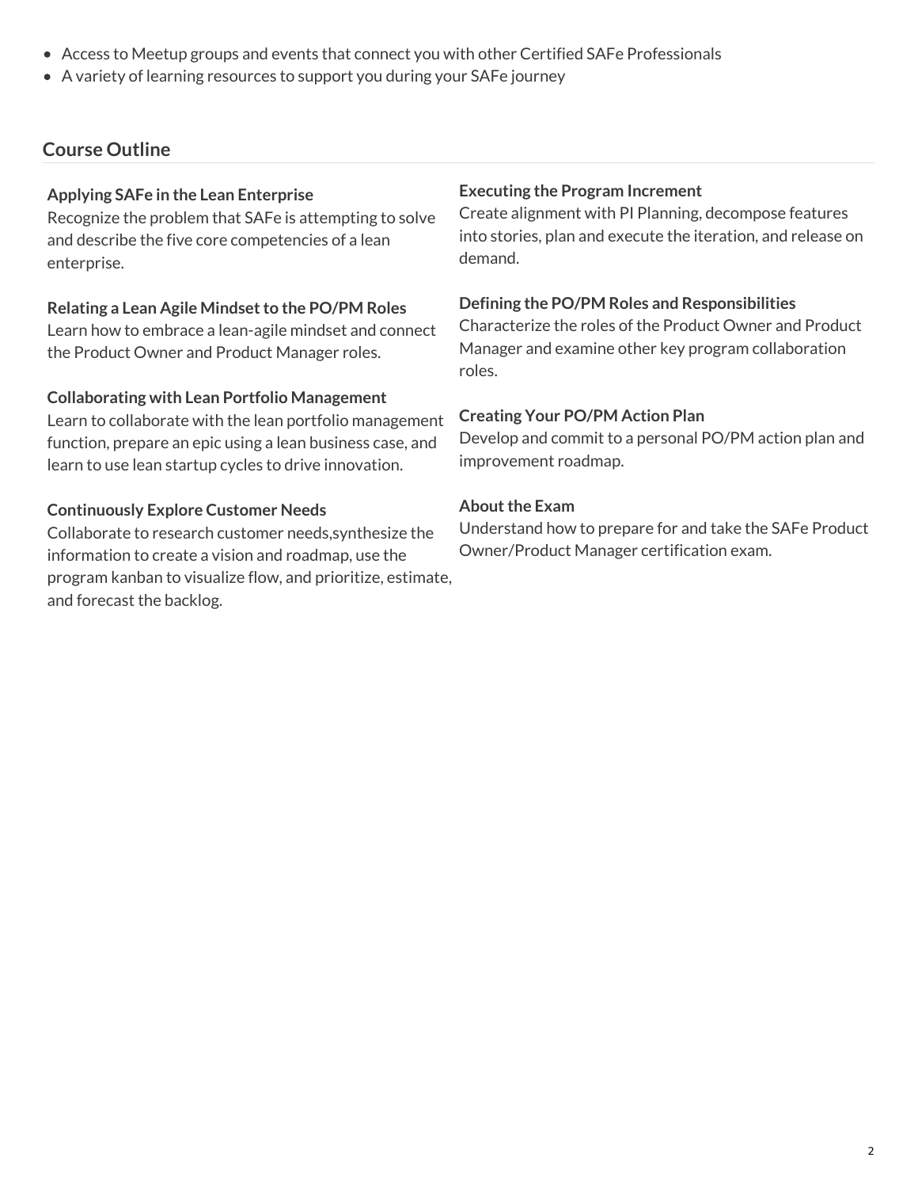- Access to Meetup groups and events that connect you with other Certified SAFe Professionals
- A variety of learning resources to support you during your SAFe journey

## Course Outline

**Applying SAFe in the Lean Enterprise**
Recognize the problem that SAFe is attempting to solve and describe the five core competencies of a lean enterprise.

**Relating a Lean Agile Mindset to the PO/PM Roles**
Learn how to embrace a lean-agile mindset and connect the Product Owner and Product Manager roles.

**Collaborating with Lean Portfolio Management**
Learn to collaborate with the lean portfolio management function, prepare an epic using a lean business case, and learn to use lean startup cycles to drive innovation.

**Continuously Explore Customer Needs**
Collaborate to research customer needs,synthesize the information to create a vision and roadmap, use the program kanban to visualize flow, and prioritize, estimate, and forecast the backlog.

**Executing the Program Increment**
Create alignment with PI Planning, decompose features into stories, plan and execute the iteration, and release on demand.

**Defining the PO/PM Roles and Responsibilities**
Characterize the roles of the Product Owner and Product Manager and examine other key program collaboration roles.

**Creating Your PO/PM Action Plan**
Develop and commit to a personal PO/PM action plan and improvement roadmap.

**About the Exam**
Understand how to prepare for and take the SAFe Product Owner/Product Manager certification exam.